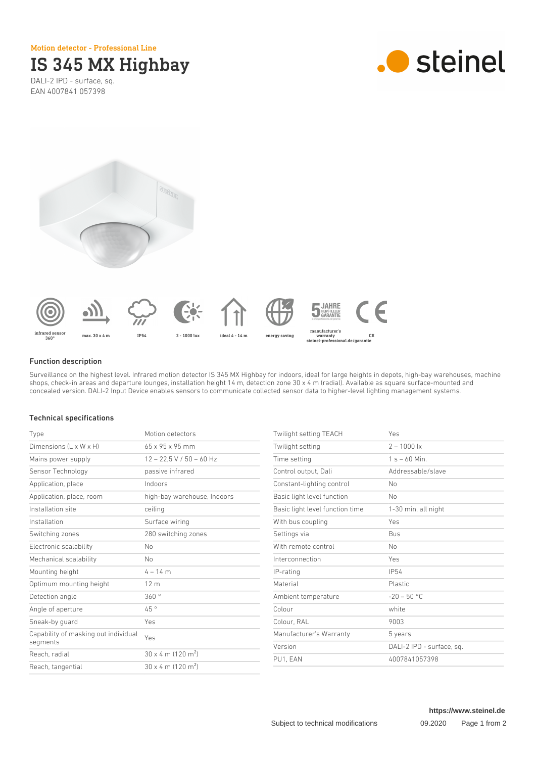Motion detector - Professional Line

# IS 345 MX Highbay

DALI-2 IPD - surface, sq.
EAN 4007841 057398

infrared sensor 360° | max. 30 x 4 m | IP54 | 2 - 1000 lux | ideal 4 - 14 m | energy saving | manufacturer's warranty steinel-professional.de/garantie | CE

## Function description

Surveillance on the highest level. Infrared motion detector IS 345 MX Highbay for indoors, ideal for large heights in depots, high-bay warehouses, machine shops, check-in areas and departure lounges, installation height 14 m, detection zone 30 x 4 m (radial). Available as square surface-mounted and concealed version. DALI-2 Input Device enables sensors to communicate collected sensor data to higher-level lighting management systems.

## Technical specifications

| | |
|---|---|
| Type | Motion detectors |
| Dimensions (L x W x H) | 65 x 95 x 95 mm |
| Mains power supply | 12 – 22,5 V / 50 – 60 Hz |
| Sensor Technology | passive infrared |
| Application, place | Indoors |
| Application, place, room | high-bay warehouse, Indoors |
| Installation site | ceiling |
| Installation | Surface wiring |
| Switching zones | 280 switching zones |
| Electronic scalability | No |
| Mechanical scalability | No |
| Mounting height | 4 – 14 m |
| Optimum mounting height | 12 m |
| Detection angle | 360 ° |
| Angle of aperture | 45 ° |
| Sneak-by guard | Yes |
| Capability of masking out individual segments | Yes |
| Reach, radial | 30 x 4 m (120 m$^2$) |
| Reach, tangential | 30 x 4 m (120 m$^2$) |
| Twilight setting TEACH | Yes |
| Twilight setting | 2 – 1000 lx |
| Time setting | 1 s – 60 Min. |
| Control output, Dali | Addressable/slave |
| Constant-lighting control | No |
| Basic light level function | No |
| Basic light level function time | 1-30 min, all night |
| With bus coupling | Yes |
| Settings via | Bus |
| With remote control | No |
| Interconnection | Yes |
| IP-rating | IP54 |
| Material | Plastic |
| Ambient temperature | -20 – 50 °C |
| Colour | white |
| Colour, RAL | 9003 |
| Manufacturer's Warranty | 5 years |
| Version | DALI-2 IPD - surface, sq. |
| PU1, EAN | 4007841057398 |

https://www.steinel.de

Subject to technical modifications 09.2020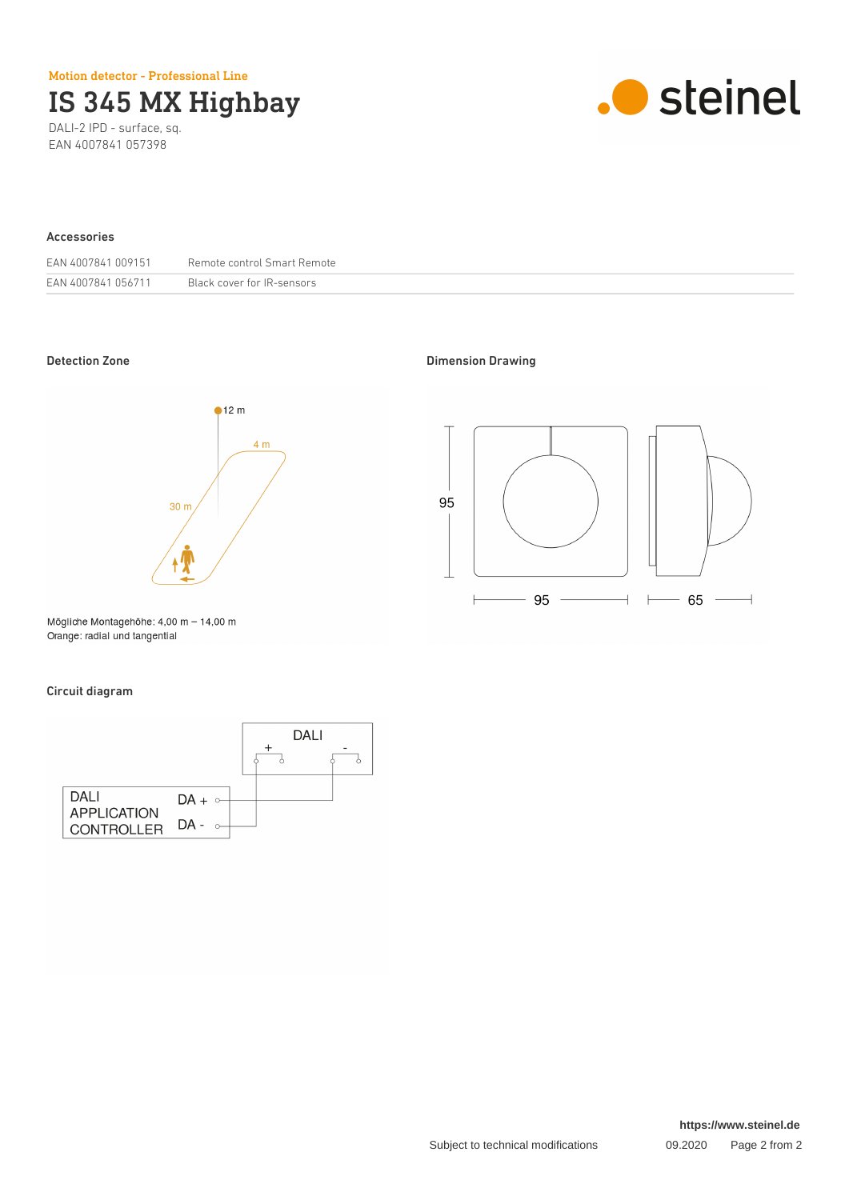Motion detector - Professional Line

# IS 345 MX Highbay

DALI-2 IPD - surface, sq.
EAN 4007841 057398

## Accessories

| | |
|---|---|
| EAN 4007841 009151 | Remote control Smart Remote |
| EAN 4007841 056711 | Black cover for IR-sensors |

## Detection Zone

12 m
4 m
30 m

Mögliche Montagehöhe: 4,00 m – 14,00 m
Orange: radial und tangential

## Dimension Drawing

95
95
65

## Circuit diagram

DALI
+
-
DALI APPLICATION CONTROLLER
DA +
DA -

https://www.steinel.de

Subject to technical modifications 09.2020